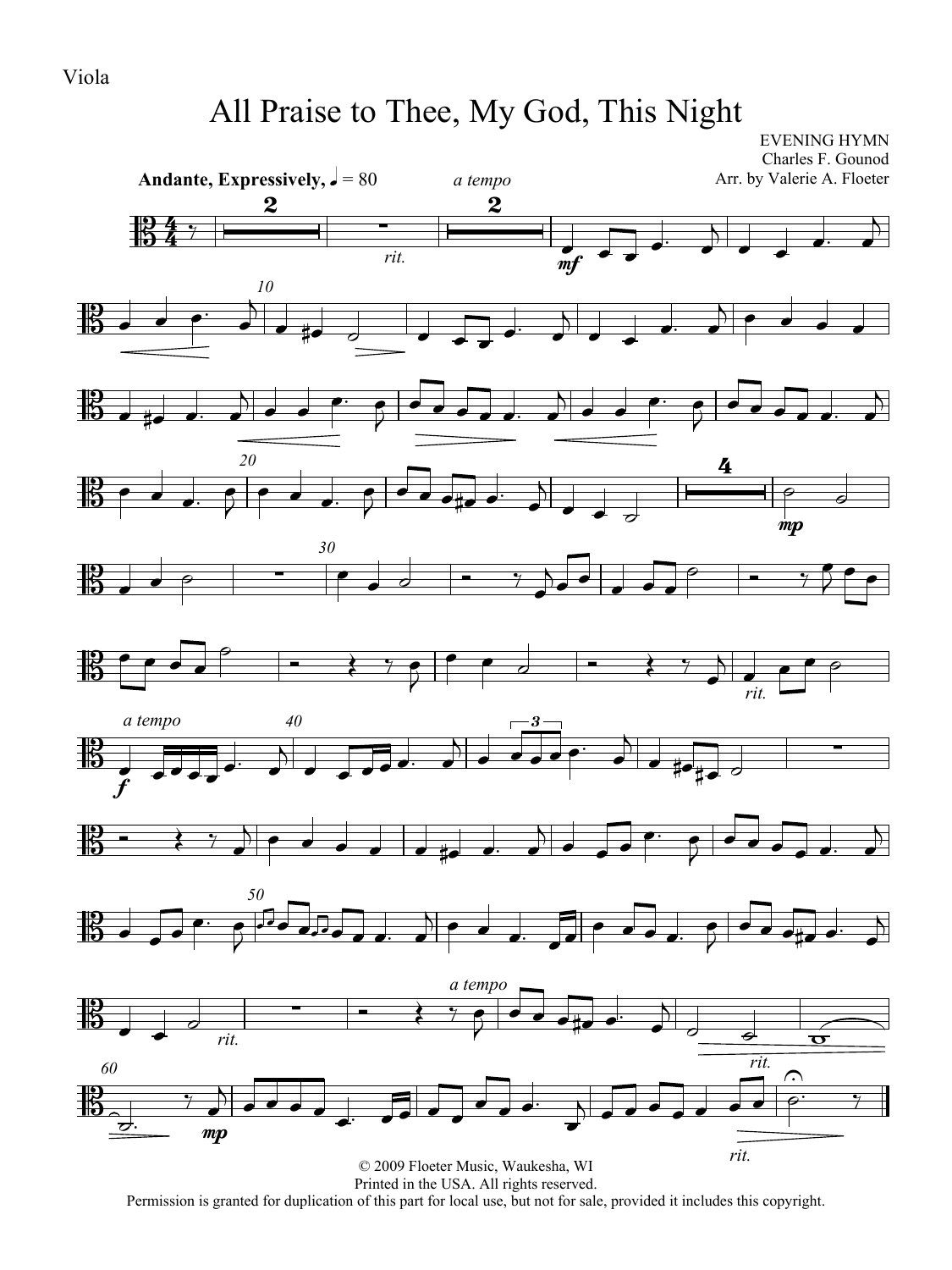Viola

# All Praise to Thee, My God, This Night

EVENING HYMN
Charles F. Gounod
Arr. by Valerie A. Floeter

**Andante, Expressively,** ♩ = 80

© 2009 Floeter Music, Waukesha, WI
Printed in the USA. All rights reserved.
Permission is granted for duplication of this part for local use, but not for sale, provided it includes this copyright.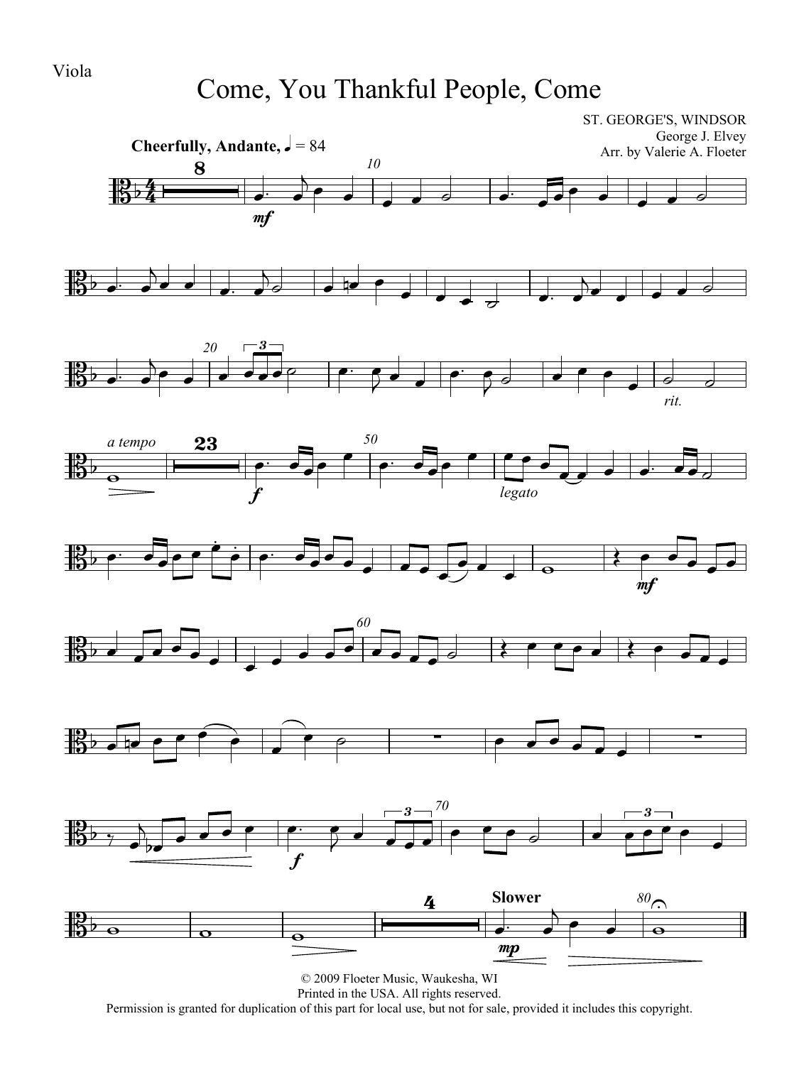Viola

# Come, You Thankful People, Come

ST. GEORGE'S, WINDSOR
George J. Elvey
Arr. by Valerie A. Floeter

**Cheerfully, Andante,** ♩ = 84

*rit.*

*a tempo*

*legato*

**Slower**

© 2009 Floeter Music, Waukesha, WI
Printed in the USA. All rights reserved.
Permission is granted for duplication of this part for local use, but not for sale, provided it includes this copyright.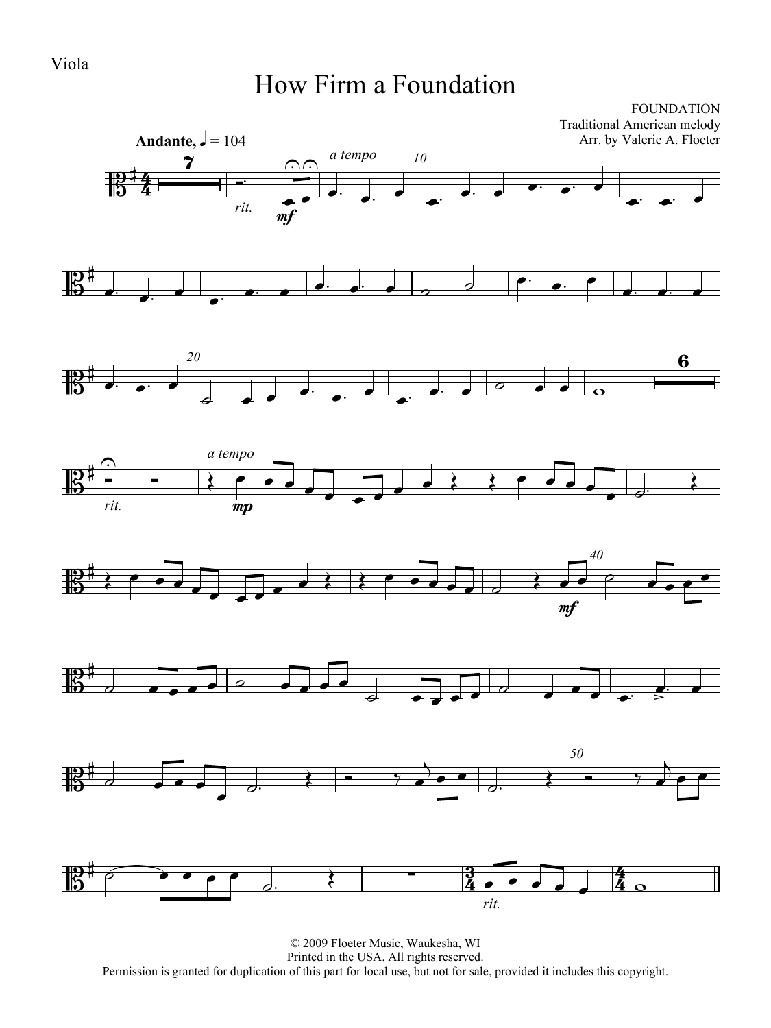Viola

# How Firm a Foundation

FOUNDATION
Traditional American melody
Arr. by Valerie A. Floeter

© 2009 Floeter Music, Waukesha, WI
Printed in the USA. All rights reserved.
Permission is granted for duplication of this part for local use, but not for sale, provided it includes this copyright.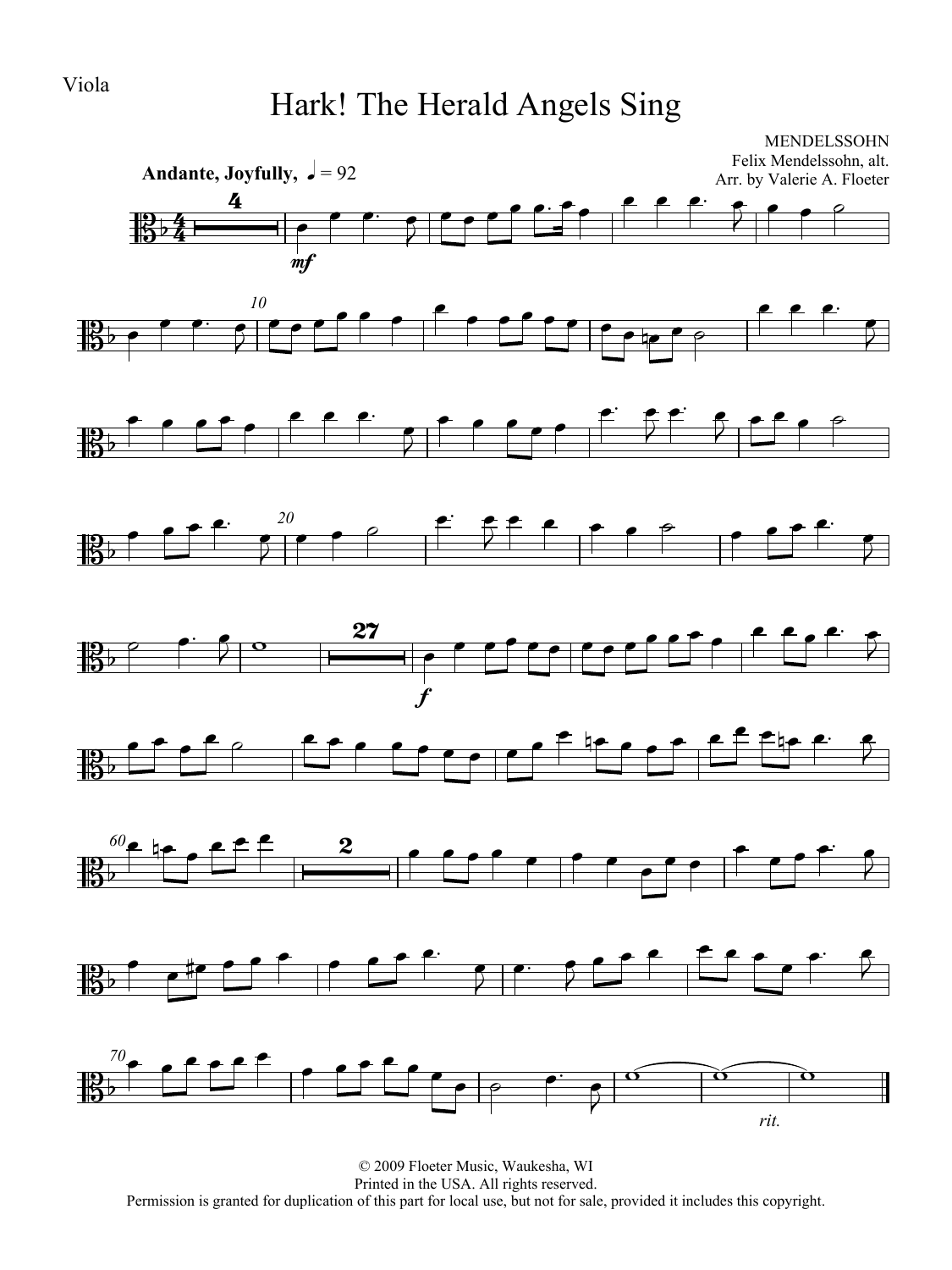Viola

# Hark! The Herald Angels Sing

MENDELSSOHN
Felix Mendelssohn, alt.
Arr. by Valerie A. Floeter

**Andante, Joyfully,** ♩ = 92

*mf*

*f*

*rit.*

© 2009 Floeter Music, Waukesha, WI
Printed in the USA. All rights reserved.
Permission is granted for duplication of this part for local use, but not for sale, provided it includes this copyright.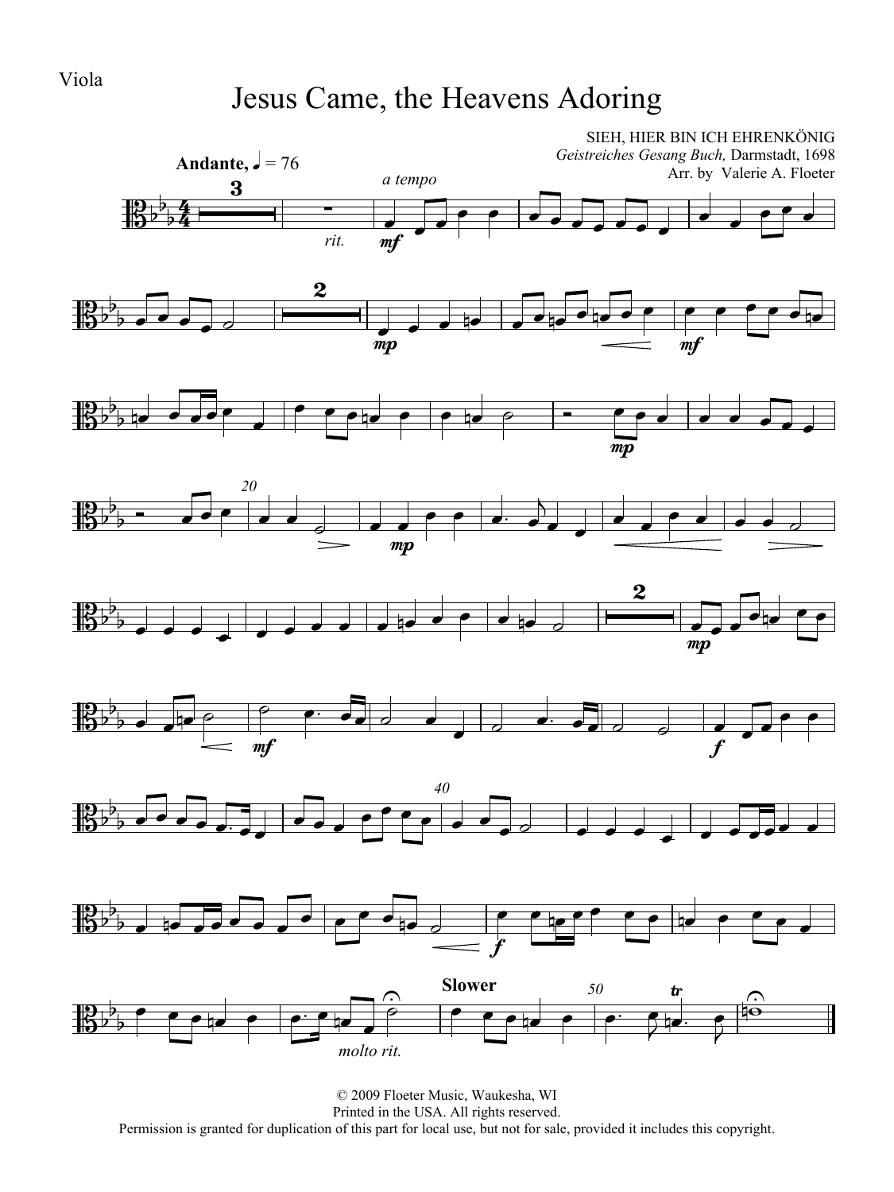Viola

# Jesus Came, the Heavens Adoring

SIEH, HIER BIN ICH EHRENKÖNIG
*Geistreiches Gesang Buch,* Darmstadt, 1698
Arr. by Valerie A. Floeter

**Andante,** ♩ = 76

*a tempo*

*rit.*

*molto rit.*

**Slower**

© 2009 Floeter Music, Waukesha, WI
Printed in the USA. All rights reserved.
Permission is granted for duplication of this part for local use, but not for sale, provided it includes this copyright.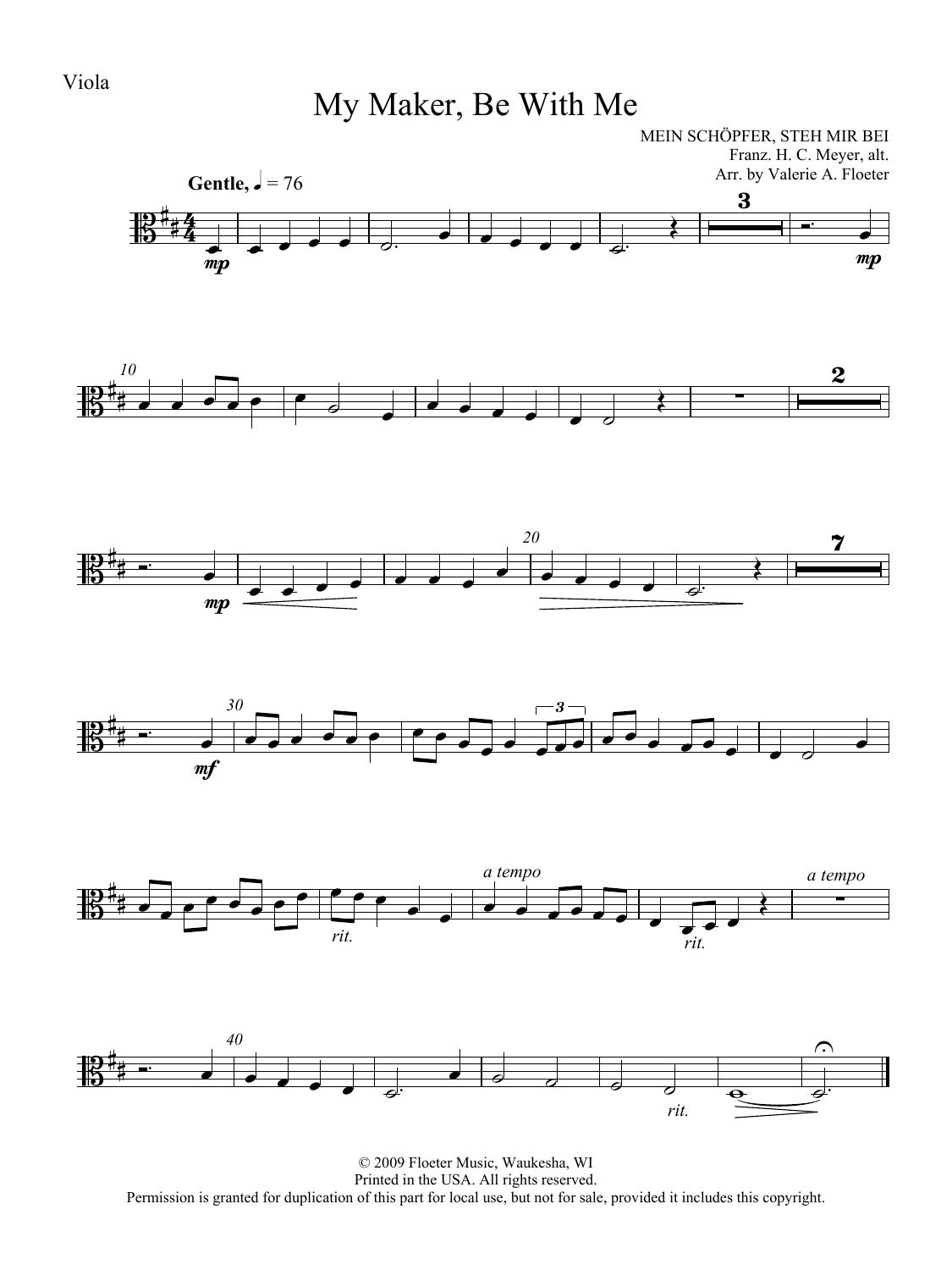Viola

# My Maker, Be With Me

MEIN SCHÖPFER, STEH MIR BEI
Franz. H. C. Meyer, alt.
Arr. by Valerie A. Floeter

**Gentle,** ♩ = 76

© 2009 Floeter Music, Waukesha, WI
Printed in the USA. All rights reserved.
Permission is granted for duplication of this part for local use, but not for sale, provided it includes this copyright.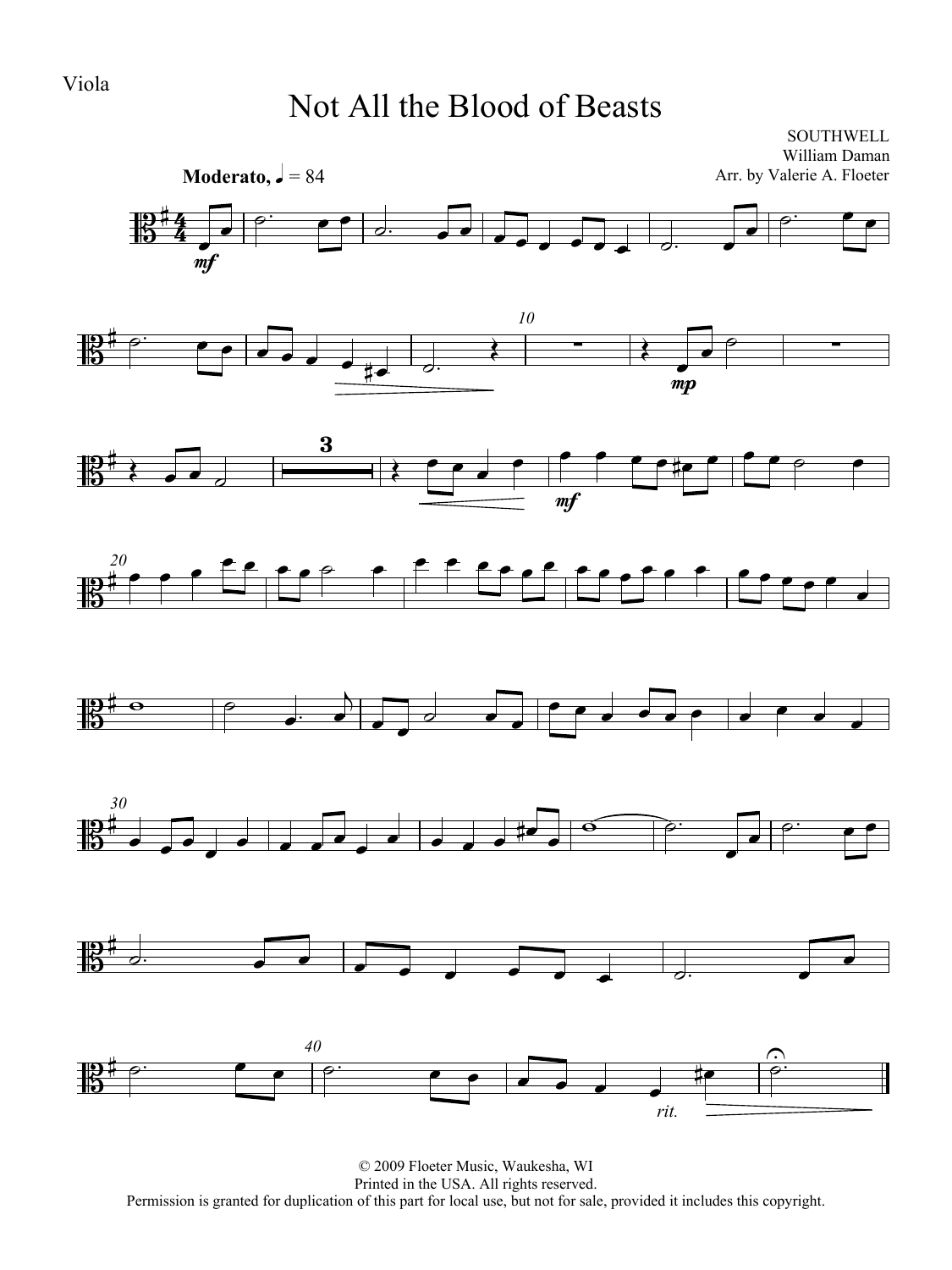Viola

# Not All the Blood of Beasts

SOUTHWELL
William Daman
Arr. by Valerie A. Floeter

**Moderato,** ♩ = 84

© 2009 Floeter Music, Waukesha, WI
Printed in the USA. All rights reserved.
Permission is granted for duplication of this part for local use, but not for sale, provided it includes this copyright.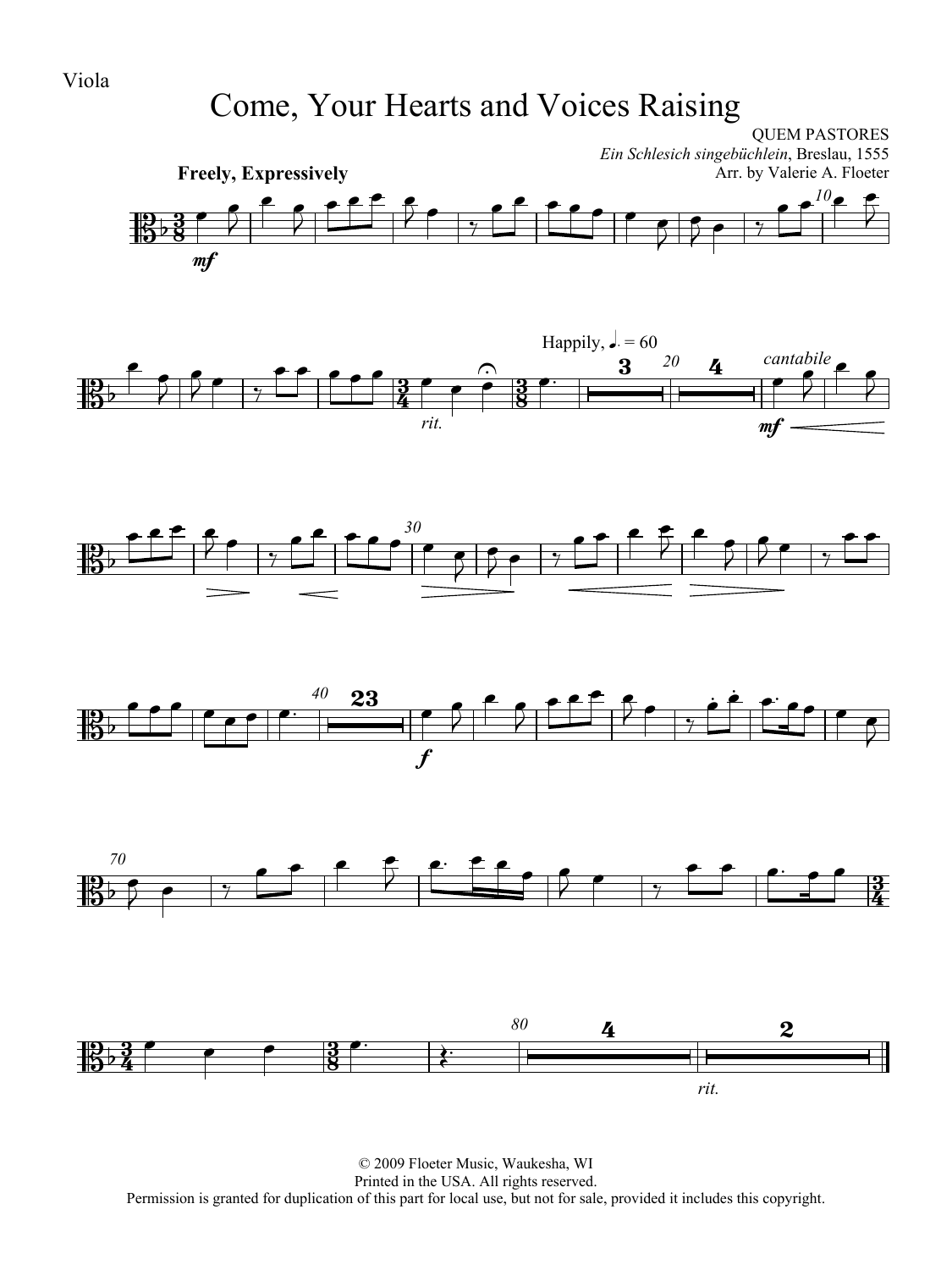Viola

# Come, Your Hearts and Voices Raising

QUEM PASTORES

*Ein Schlesich singebüchlein*, Breslau, 1555

Arr. by Valerie A. Floeter

**Freely, Expressively**

Happily, ♩. = 60

*cantabile*

*rit.*

© 2009 Floeter Music, Waukesha, WI
Printed in the USA. All rights reserved.
Permission is granted for duplication of this part for local use, but not for sale, provided it includes this copyright.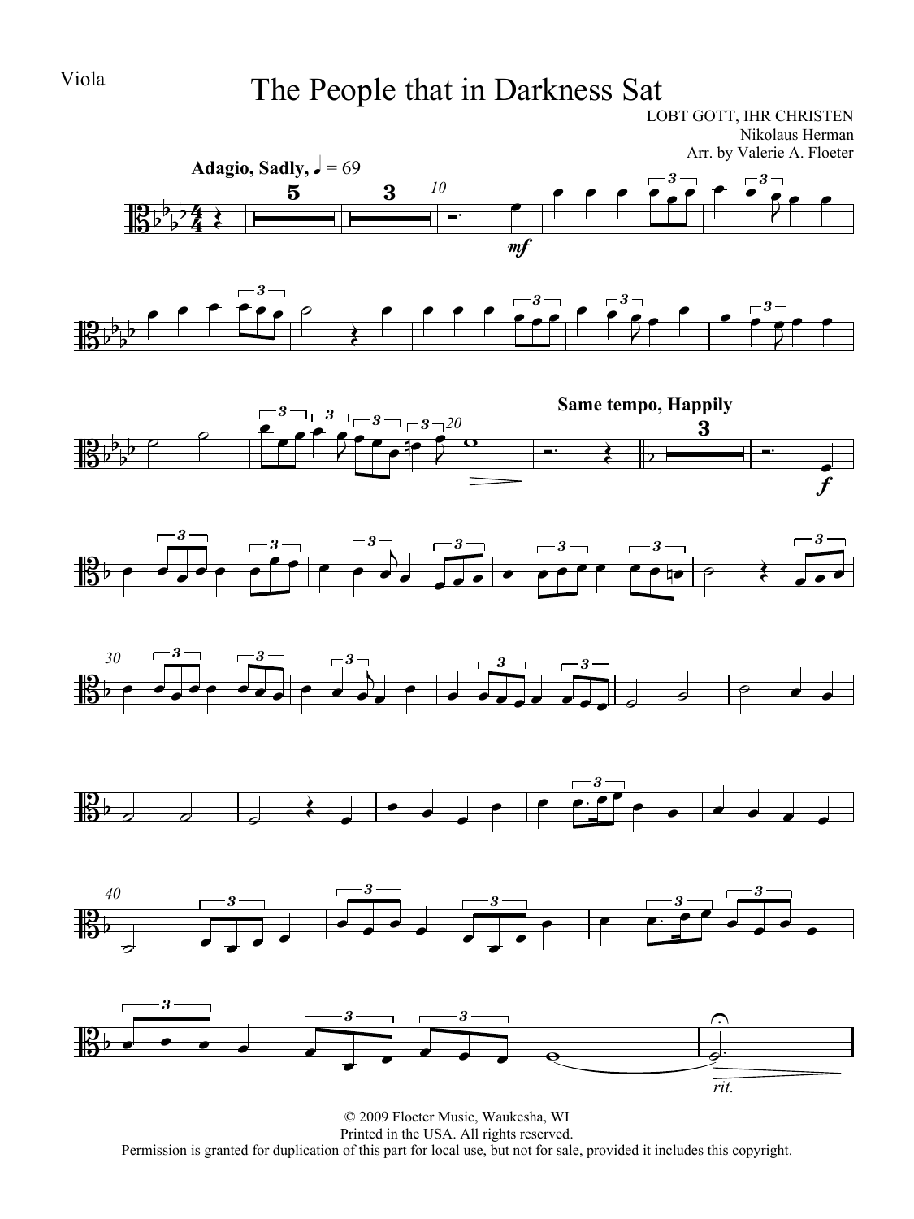Viola

# The People that in Darkness Sat

LOBT GOTT, IHR CHRISTEN
Nikolaus Herman
Arr. by Valerie A. Floeter

**Adagio, Sadly,** ♩ = 69

**Same tempo, Happily**

*mf*

*f*

*rit.*

© 2009 Floeter Music, Waukesha, WI
Printed in the USA. All rights reserved.
Permission is granted for duplication of this part for local use, but not for sale, provided it includes this copyright.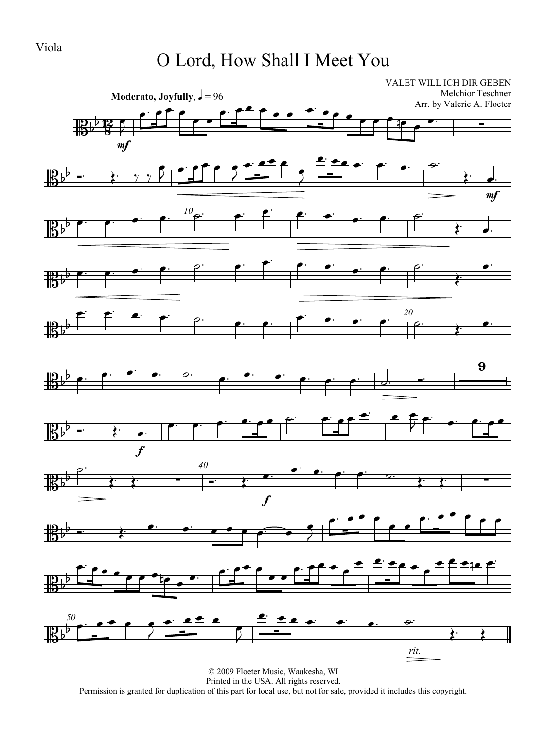Viola

# O Lord, How Shall I Meet You

VALET WILL ICH DIR GEBEN
Melchior Teschner
Arr. by Valerie A. Floeter

**Moderato, Joyfully**, ♩. = 96

© 2009 Floeter Music, Waukesha, WI
Printed in the USA. All rights reserved.
Permission is granted for duplication of this part for local use, but not for sale, provided it includes this copyright.